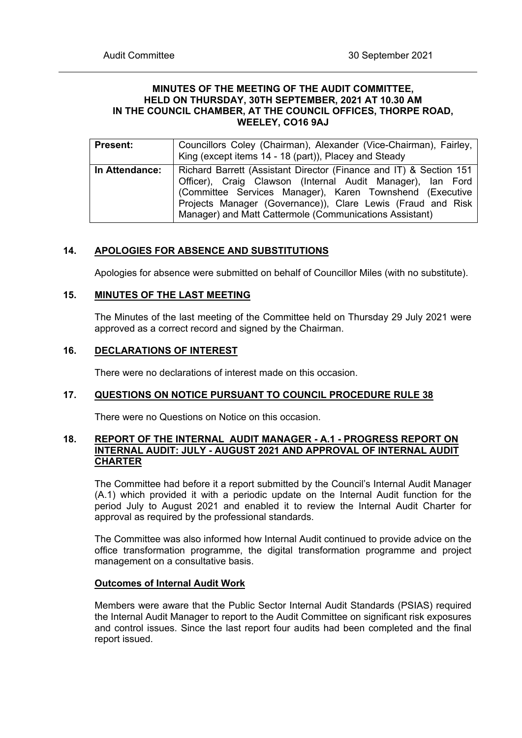**MINUTES OF THE MEETING OF THE AUDIT COMMITTEE, HELD ON THURSDAY, 30TH SEPTEMBER, 2021 AT 10.30 AM IN THE COUNCIL CHAMBER, AT THE COUNCIL OFFICES, THORPE ROAD, WEELEY, CO16 9AJ**

| **Present:** | Councillors Coley (Chairman), Alexander (Vice-Chairman), Fairley, King (except items 14 - 18 (part)), Placey and Steady |
|---|---|
| **In Attendance:** | Richard Barrett (Assistant Director (Finance and IT) & Section 151 Officer), Craig Clawson (Internal Audit Manager), Ian Ford (Committee Services Manager), Karen Townshend (Executive Projects Manager (Governance)), Clare Lewis (Fraud and Risk Manager) and Matt Cattermole (Communications Assistant) |

## 14. APOLOGIES FOR ABSENCE AND SUBSTITUTIONS

Apologies for absence were submitted on behalf of Councillor Miles (with no substitute).

## 15. MINUTES OF THE LAST MEETING

The Minutes of the last meeting of the Committee held on Thursday 29 July 2021 were approved as a correct record and signed by the Chairman.

## 16. DECLARATIONS OF INTEREST

There were no declarations of interest made on this occasion.

## 17. QUESTIONS ON NOTICE PURSUANT TO COUNCIL PROCEDURE RULE 38

There were no Questions on Notice on this occasion.

## 18. REPORT OF THE INTERNAL AUDIT MANAGER - A.1 - PROGRESS REPORT ON INTERNAL AUDIT: JULY - AUGUST 2021 AND APPROVAL OF INTERNAL AUDIT CHARTER

The Committee had before it a report submitted by the Council's Internal Audit Manager (A.1) which provided it with a periodic update on the Internal Audit function for the period July to August 2021 and enabled it to review the Internal Audit Charter for approval as required by the professional standards.

The Committee was also informed how Internal Audit continued to provide advice on the office transformation programme, the digital transformation programme and project management on a consultative basis.

**Outcomes of Internal Audit Work**

Members were aware that the Public Sector Internal Audit Standards (PSIAS) required the Internal Audit Manager to report to the Audit Committee on significant risk exposures and control issues. Since the last report four audits had been completed and the final report issued.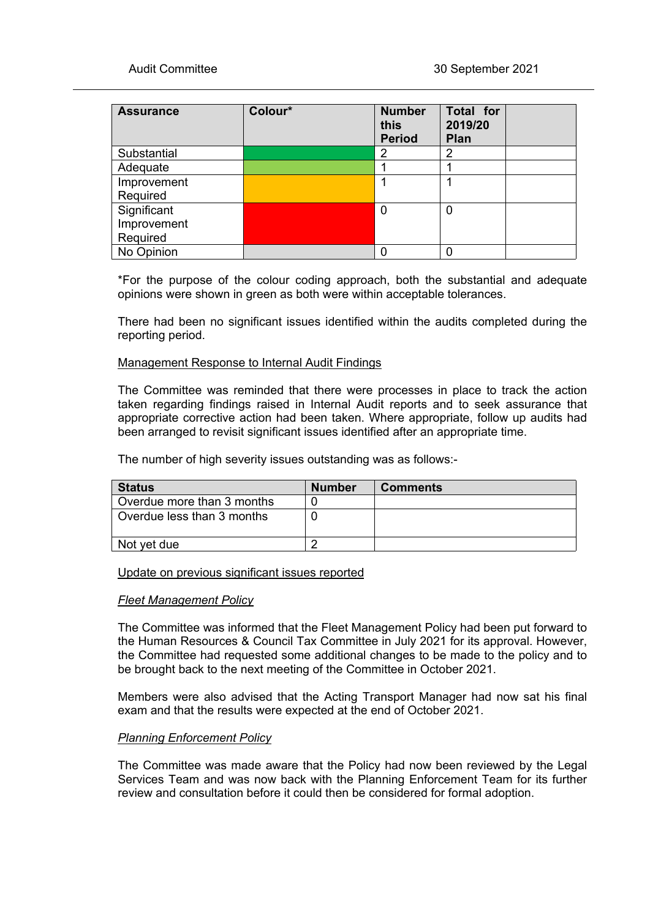| Assurance | Colour* | Number this Period | Total for 2019/20 Plan | |
|---|---|---|---|---|
| Substantial | | 2 | 2 | |
| Adequate | | 1 | 1 | |
| Improvement Required | | 1 | 1 | |
| Significant Improvement Required | | 0 | 0 | |
| No Opinion | | 0 | 0 | |

*For the purpose of the colour coding approach, both the substantial and adequate opinions were shown in green as both were within acceptable tolerances.

There had been no significant issues identified within the audits completed during the reporting period.

Management Response to Internal Audit Findings

The Committee was reminded that there were processes in place to track the action taken regarding findings raised in Internal Audit reports and to seek assurance that appropriate corrective action had been taken. Where appropriate, follow up audits had been arranged to revisit significant issues identified after an appropriate time.

The number of high severity issues outstanding was as follows:-

| Status | Number | Comments |
|---|---|---|
| Overdue more than 3 months | 0 | |
| Overdue less than 3 months | 0 | |
| Not yet due | 2 | |

Update on previous significant issues reported

*Fleet Management Policy*

The Committee was informed that the Fleet Management Policy had been put forward to the Human Resources & Council Tax Committee in July 2021 for its approval. However, the Committee had requested some additional changes to be made to the policy and to be brought back to the next meeting of the Committee in October 2021.

Members were also advised that the Acting Transport Manager had now sat his final exam and that the results were expected at the end of October 2021.

*Planning Enforcement Policy*

The Committee was made aware that the Policy had now been reviewed by the Legal Services Team and was now back with the Planning Enforcement Team for its further review and consultation before it could then be considered for formal adoption.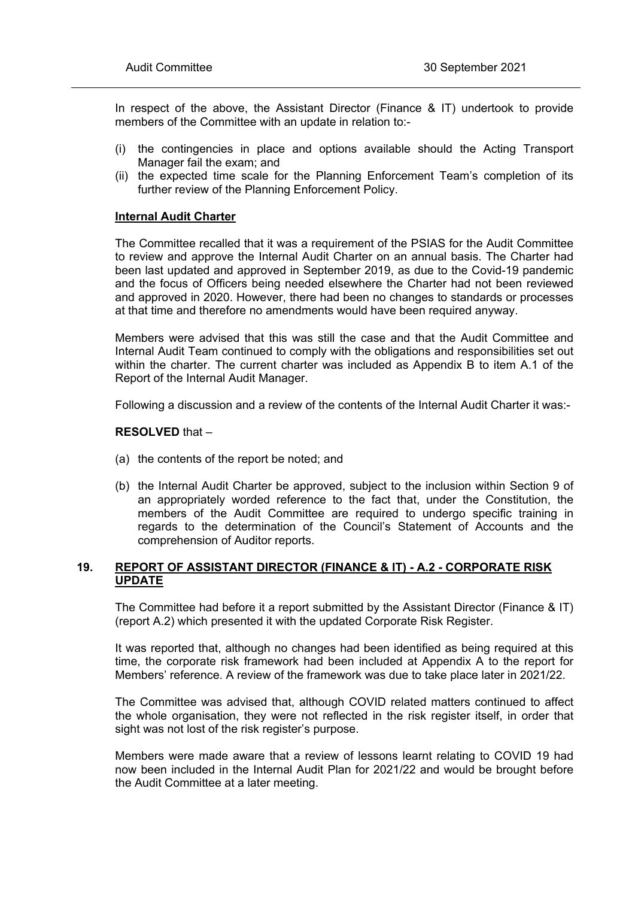In respect of the above, the Assistant Director (Finance & IT) undertook to provide members of the Committee with an update in relation to:-

(i) the contingencies in place and options available should the Acting Transport Manager fail the exam; and
(ii) the expected time scale for the Planning Enforcement Team's completion of its further review of the Planning Enforcement Policy.

**Internal Audit Charter**

The Committee recalled that it was a requirement of the PSIAS for the Audit Committee to review and approve the Internal Audit Charter on an annual basis. The Charter had been last updated and approved in September 2019, as due to the Covid-19 pandemic and the focus of Officers being needed elsewhere the Charter had not been reviewed and approved in 2020. However, there had been no changes to standards or processes at that time and therefore no amendments would have been required anyway.

Members were advised that this was still the case and that the Audit Committee and Internal Audit Team continued to comply with the obligations and responsibilities set out within the charter. The current charter was included as Appendix B to item A.1 of the Report of the Internal Audit Manager.

Following a discussion and a review of the contents of the Internal Audit Charter it was:-

**RESOLVED** that –

(a) the contents of the report be noted; and

(b) the Internal Audit Charter be approved, subject to the inclusion within Section 9 of an appropriately worded reference to the fact that, under the Constitution, the members of the Audit Committee are required to undergo specific training in regards to the determination of the Council's Statement of Accounts and the comprehension of Auditor reports.

## 19. REPORT OF ASSISTANT DIRECTOR (FINANCE & IT) - A.2 - CORPORATE RISK UPDATE

The Committee had before it a report submitted by the Assistant Director (Finance & IT) (report A.2) which presented it with the updated Corporate Risk Register.

It was reported that, although no changes had been identified as being required at this time, the corporate risk framework had been included at Appendix A to the report for Members' reference. A review of the framework was due to take place later in 2021/22.

The Committee was advised that, although COVID related matters continued to affect the whole organisation, they were not reflected in the risk register itself, in order that sight was not lost of the risk register's purpose.

Members were made aware that a review of lessons learnt relating to COVID 19 had now been included in the Internal Audit Plan for 2021/22 and would be brought before the Audit Committee at a later meeting.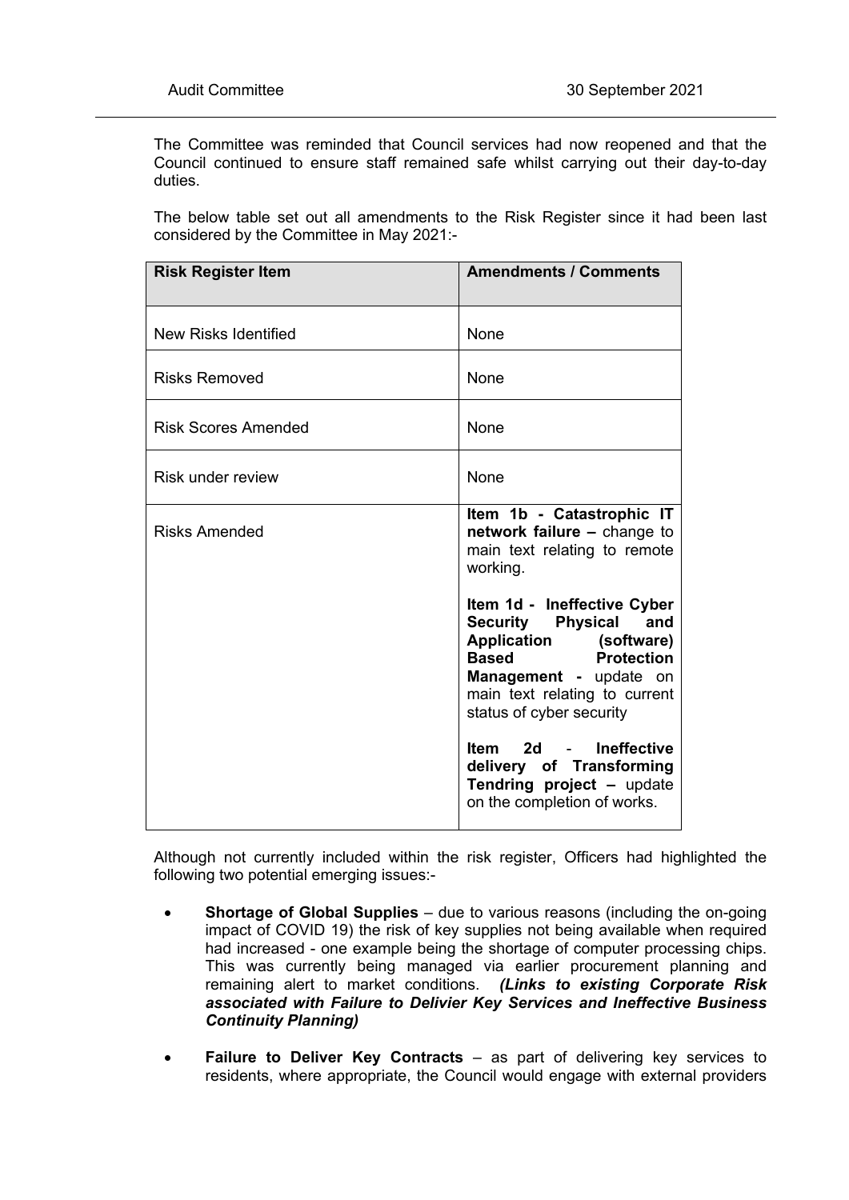The Committee was reminded that Council services had now reopened and that the Council continued to ensure staff remained safe whilst carrying out their day-to-day duties.

The below table set out all amendments to the Risk Register since it had been last considered by the Committee in May 2021:-

| Risk Register Item | Amendments / Comments |
| --- | --- |
| New Risks Identified | None |
| Risks Removed | None |
| Risk Scores Amended | None |
| Risk under review | None |
| Risks Amended | **Item 1b - Catastrophic IT network failure –** change to main text relating to remote working.<br><br>**Item 1d - Ineffective Cyber Security Physical and Application (software) Based Protection Management -** update on main text relating to current status of cyber security<br><br>**Item 2d - Ineffective delivery of Transforming Tendring project –** update on the completion of works. |

Although not currently included within the risk register, Officers had highlighted the following two potential emerging issues:-

- **Shortage of Global Supplies** – due to various reasons (including the on-going impact of COVID 19) the risk of key supplies not being available when required had increased - one example being the shortage of computer processing chips. This was currently being managed via earlier procurement planning and remaining alert to market conditions. ***(Links to existing Corporate Risk associated with Failure to Delivier Key Services and Ineffective Business Continuity Planning)***

- **Failure to Deliver Key Contracts** – as part of delivering key services to residents, where appropriate, the Council would engage with external providers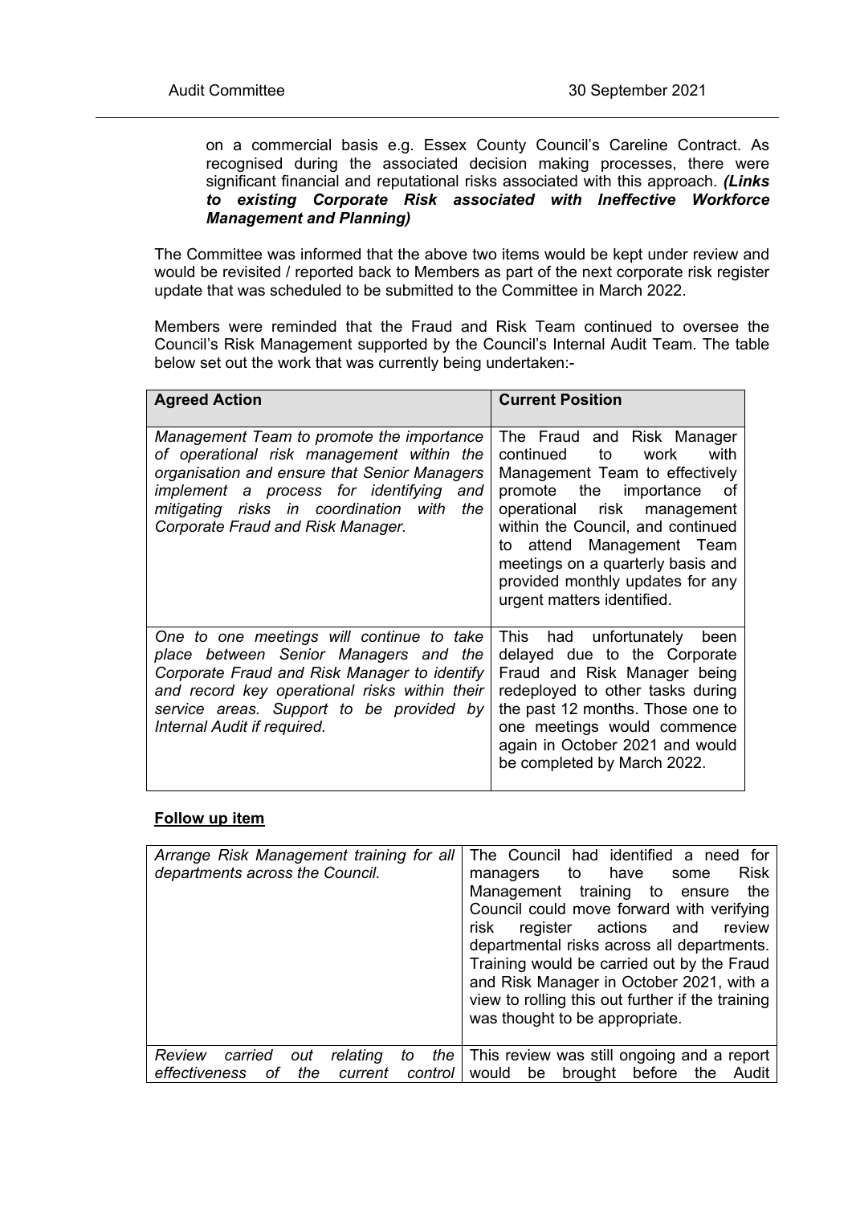on a commercial basis e.g. Essex County Council's Careline Contract. As recognised during the associated decision making processes, there were significant financial and reputational risks associated with this approach. ***(Links to existing Corporate Risk associated with Ineffective Workforce Management and Planning)***

The Committee was informed that the above two items would be kept under review and would be revisited / reported back to Members as part of the next corporate risk register update that was scheduled to be submitted to the Committee in March 2022.

Members were reminded that the Fraud and Risk Team continued to oversee the Council's Risk Management supported by the Council's Internal Audit Team. The table below set out the work that was currently being undertaken:-

| **Agreed Action** | **Current Position** |
|---|---|
| *Management Team to promote the importance of operational risk management within the organisation and ensure that Senior Managers implement a process for identifying and mitigating risks in coordination with the Corporate Fraud and Risk Manager.* | The Fraud and Risk Manager continued to work with Management Team to effectively promote the importance of operational risk management within the Council, and continued to attend Management Team meetings on a quarterly basis and provided monthly updates for any urgent matters identified. |
| *One to one meetings will continue to take place between Senior Managers and the Corporate Fraud and Risk Manager to identify and record key operational risks within their service areas. Support to be provided by Internal Audit if required.* | This had unfortunately been delayed due to the Corporate Fraud and Risk Manager being redeployed to other tasks during the past 12 months. Those one to one meetings would commence again in October 2021 and would be completed by March 2022. |

**Follow up item**

| | |
|---|---|
| *Arrange Risk Management training for all departments across the Council.* | The Council had identified a need for managers to have some Risk Management training to ensure the Council could move forward with verifying risk register actions and review departmental risks across all departments. Training would be carried out by the Fraud and Risk Manager in October 2021, with a view to rolling this out further if the training was thought to be appropriate. |
| *Review carried out relating to the effectiveness of the current control* | This review was still ongoing and a report would be brought before the Audit |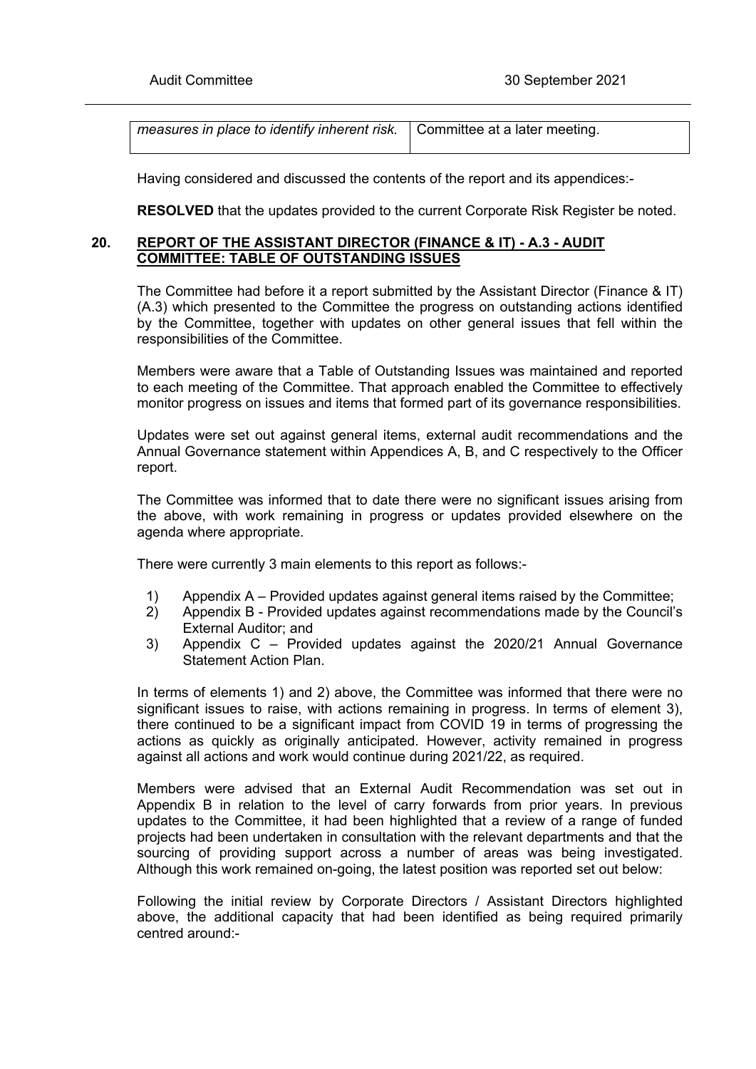| *measures in place to identify inherent risk.* | Committee at a later meeting. |
|---|---|

Having considered and discussed the contents of the report and its appendices:-

**RESOLVED** that the updates provided to the current Corporate Risk Register be noted.

## 20. REPORT OF THE ASSISTANT DIRECTOR (FINANCE & IT) - A.3 - AUDIT COMMITTEE: TABLE OF OUTSTANDING ISSUES

The Committee had before it a report submitted by the Assistant Director (Finance & IT) (A.3) which presented to the Committee the progress on outstanding actions identified by the Committee, together with updates on other general issues that fell within the responsibilities of the Committee.

Members were aware that a Table of Outstanding Issues was maintained and reported to each meeting of the Committee. That approach enabled the Committee to effectively monitor progress on issues and items that formed part of its governance responsibilities.

Updates were set out against general items, external audit recommendations and the Annual Governance statement within Appendices A, B, and C respectively to the Officer report.

The Committee was informed that to date there were no significant issues arising from the above, with work remaining in progress or updates provided elsewhere on the agenda where appropriate.

There were currently 3 main elements to this report as follows:-

1) Appendix A – Provided updates against general items raised by the Committee;
2) Appendix B - Provided updates against recommendations made by the Council's External Auditor; and
3) Appendix C – Provided updates against the 2020/21 Annual Governance Statement Action Plan.

In terms of elements 1) and 2) above, the Committee was informed that there were no significant issues to raise, with actions remaining in progress. In terms of element 3), there continued to be a significant impact from COVID 19 in terms of progressing the actions as quickly as originally anticipated. However, activity remained in progress against all actions and work would continue during 2021/22, as required.

Members were advised that an External Audit Recommendation was set out in Appendix B in relation to the level of carry forwards from prior years. In previous updates to the Committee, it had been highlighted that a review of a range of funded projects had been undertaken in consultation with the relevant departments and that the sourcing of providing support across a number of areas was being investigated. Although this work remained on-going, the latest position was reported set out below:

Following the initial review by Corporate Directors / Assistant Directors highlighted above, the additional capacity that had been identified as being required primarily centred around:-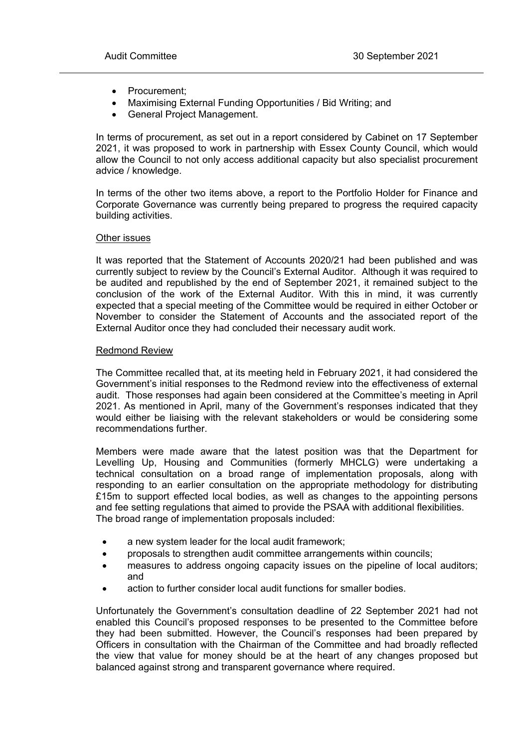- Procurement;
- Maximising External Funding Opportunities / Bid Writing; and
- General Project Management.

In terms of procurement, as set out in a report considered by Cabinet on 17 September 2021, it was proposed to work in partnership with Essex County Council, which would allow the Council to not only access additional capacity but also specialist procurement advice / knowledge.

In terms of the other two items above, a report to the Portfolio Holder for Finance and Corporate Governance was currently being prepared to progress the required capacity building activities.

<u>Other issues</u>

It was reported that the Statement of Accounts 2020/21 had been published and was currently subject to review by the Council's External Auditor. Although it was required to be audited and republished by the end of September 2021, it remained subject to the conclusion of the work of the External Auditor. With this in mind, it was currently expected that a special meeting of the Committee would be required in either October or November to consider the Statement of Accounts and the associated report of the External Auditor once they had concluded their necessary audit work.

<u>Redmond Review</u>

The Committee recalled that, at its meeting held in February 2021, it had considered the Government's initial responses to the Redmond review into the effectiveness of external audit. Those responses had again been considered at the Committee's meeting in April 2021. As mentioned in April, many of the Government's responses indicated that they would either be liaising with the relevant stakeholders or would be considering some recommendations further.

Members were made aware that the latest position was that the Department for Levelling Up, Housing and Communities (formerly MHCLG) were undertaking a technical consultation on a broad range of implementation proposals, along with responding to an earlier consultation on the appropriate methodology for distributing £15m to support effected local bodies, as well as changes to the appointing persons and fee setting regulations that aimed to provide the PSAA with additional flexibilities. The broad range of implementation proposals included:

- a new system leader for the local audit framework;
- proposals to strengthen audit committee arrangements within councils;
- measures to address ongoing capacity issues on the pipeline of local auditors; and
- action to further consider local audit functions for smaller bodies.

Unfortunately the Government's consultation deadline of 22 September 2021 had not enabled this Council's proposed responses to be presented to the Committee before they had been submitted. However, the Council's responses had been prepared by Officers in consultation with the Chairman of the Committee and had broadly reflected the view that value for money should be at the heart of any changes proposed but balanced against strong and transparent governance where required.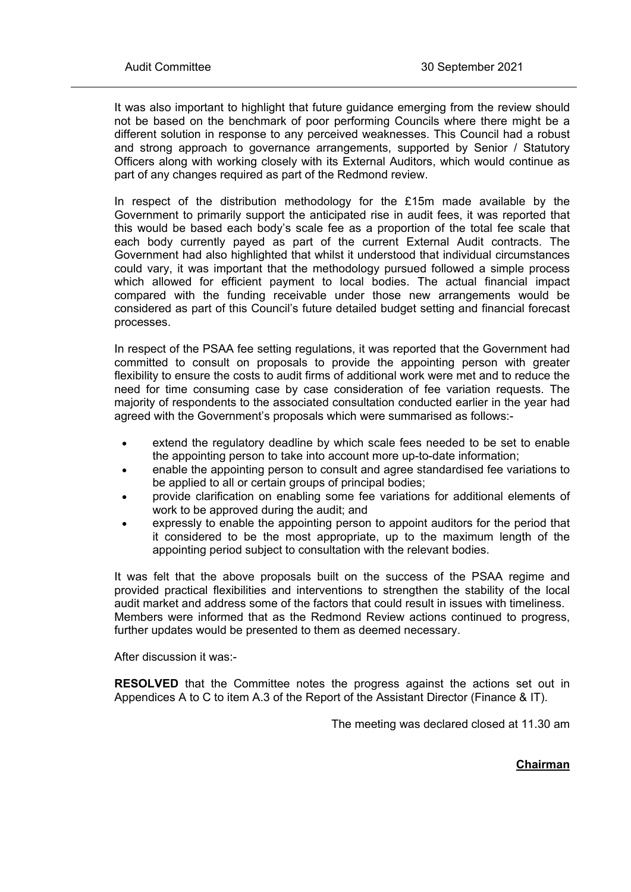It was also important to highlight that future guidance emerging from the review should not be based on the benchmark of poor performing Councils where there might be a different solution in response to any perceived weaknesses. This Council had a robust and strong approach to governance arrangements, supported by Senior / Statutory Officers along with working closely with its External Auditors, which would continue as part of any changes required as part of the Redmond review.

In respect of the distribution methodology for the £15m made available by the Government to primarily support the anticipated rise in audit fees, it was reported that this would be based each body's scale fee as a proportion of the total fee scale that each body currently payed as part of the current External Audit contracts. The Government had also highlighted that whilst it understood that individual circumstances could vary, it was important that the methodology pursued followed a simple process which allowed for efficient payment to local bodies. The actual financial impact compared with the funding receivable under those new arrangements would be considered as part of this Council's future detailed budget setting and financial forecast processes.

In respect of the PSAA fee setting regulations, it was reported that the Government had committed to consult on proposals to provide the appointing person with greater flexibility to ensure the costs to audit firms of additional work were met and to reduce the need for time consuming case by case consideration of fee variation requests. The majority of respondents to the associated consultation conducted earlier in the year had agreed with the Government's proposals which were summarised as follows:-

- extend the regulatory deadline by which scale fees needed to be set to enable the appointing person to take into account more up-to-date information;
- enable the appointing person to consult and agree standardised fee variations to be applied to all or certain groups of principal bodies;
- provide clarification on enabling some fee variations for additional elements of work to be approved during the audit; and
- expressly to enable the appointing person to appoint auditors for the period that it considered to be the most appropriate, up to the maximum length of the appointing period subject to consultation with the relevant bodies.

It was felt that the above proposals built on the success of the PSAA regime and provided practical flexibilities and interventions to strengthen the stability of the local audit market and address some of the factors that could result in issues with timeliness. Members were informed that as the Redmond Review actions continued to progress, further updates would be presented to them as deemed necessary.

After discussion it was:-

**RESOLVED** that the Committee notes the progress against the actions set out in Appendices A to C to item A.3 of the Report of the Assistant Director (Finance & IT).

The meeting was declared closed at 11.30 am

**Chairman**